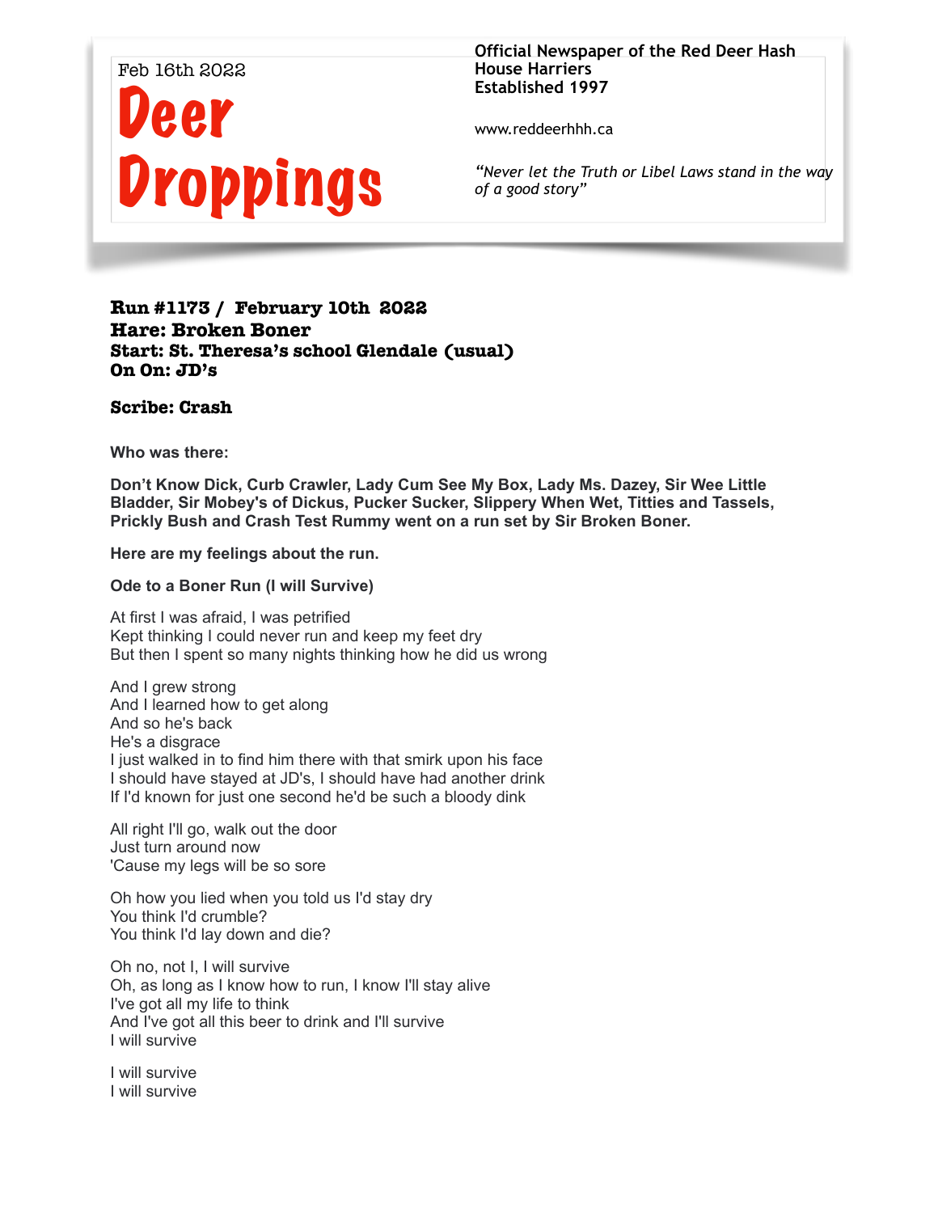Feb 16th 2022

# Deer Droppings

**Official Newspaper of the Red Deer Hash House Harriers**
**Established 1997**

www.reddeerhhh.ca

*"Never let the Truth or Libel Laws stand in the way of a good story"*

**Run #1173 / February 10th 2022**
**Hare: Broken Boner**
**Start: St. Theresa's school Glendale (usual)**
**On On: JD's**

**Scribe: Crash**

**Who was there:**

**Don't Know Dick, Curb Crawler, Lady Cum See My Box, Lady Ms. Dazey, Sir Wee Little Bladder, Sir Mobey's of Dickus, Pucker Sucker, Slippery When Wet, Titties and Tassels, Prickly Bush and Crash Test Rummy went on a run set by Sir Broken Boner.**

**Here are my feelings about the run.**

**Ode to a Boner Run (I will Survive)**

At first I was afraid, I was petrified
Kept thinking I could never run and keep my feet dry
But then I spent so many nights thinking how he did us wrong

And I grew strong
And I learned how to get along
And so he's back
He's a disgrace
I just walked in to find him there with that smirk upon his face
I should have stayed at JD's, I should have had another drink
If I'd known for just one second he'd be such a bloody dink

All right I'll go, walk out the door
Just turn around now
'Cause my legs will be so sore

Oh how you lied when you told us I'd stay dry
You think I'd crumble?
You think I'd lay down and die?

Oh no, not I, I will survive
Oh, as long as I know how to run, I know I'll stay alive
I've got all my life to think
And I've got all this beer to drink and I'll survive
I will survive

I will survive
I will survive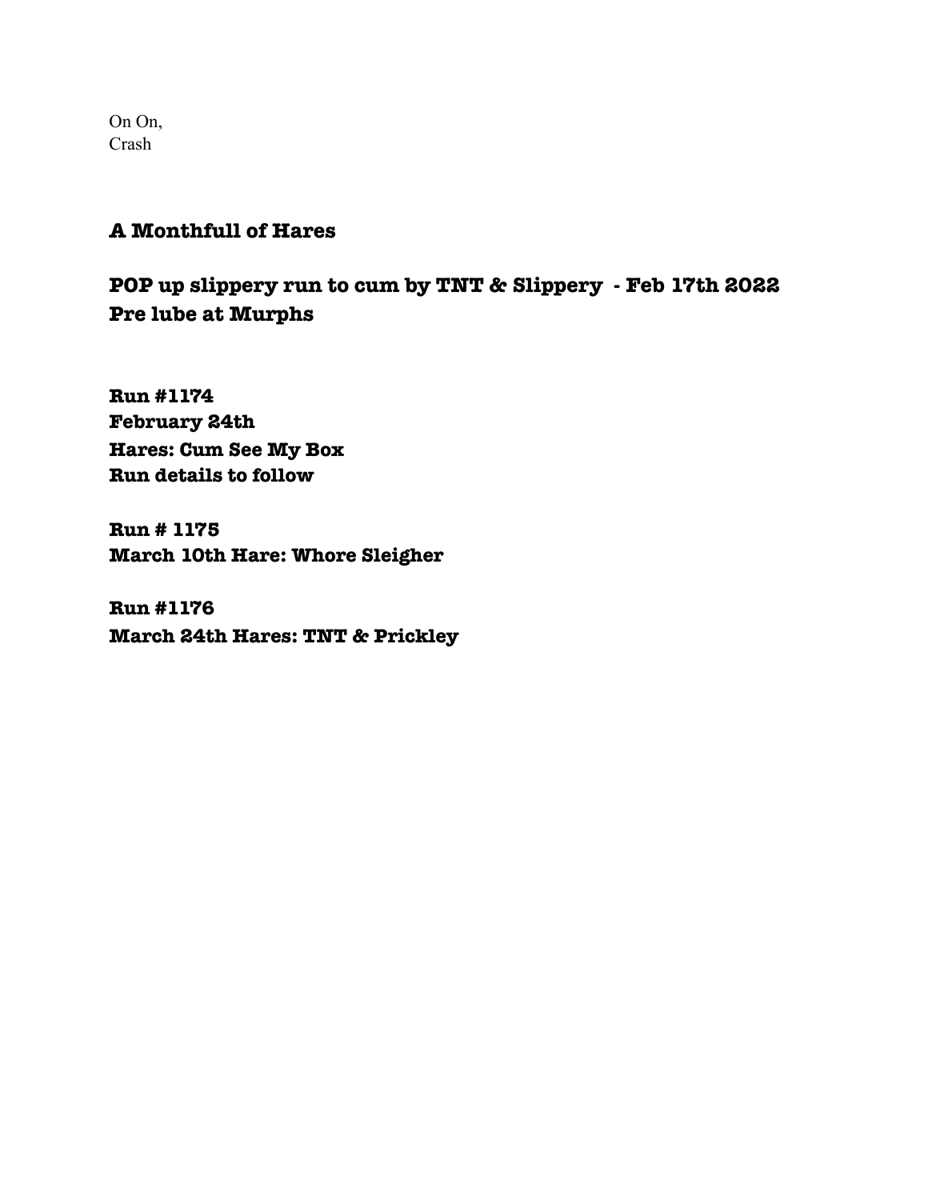On On,
Crash

## A Monthfull of Hares

## POP up slippery run to cum by TNT & Slippery - Feb 17th 2022
## Pre lube at Murphs

**Run #1174**
**February 24th**
**Hares: Cum See My Box**
**Run details to follow**

**Run # 1175**
**March 10th Hare: Whore Sleigher**

**Run #1176**
**March 24th Hares: TNT & Prickley**